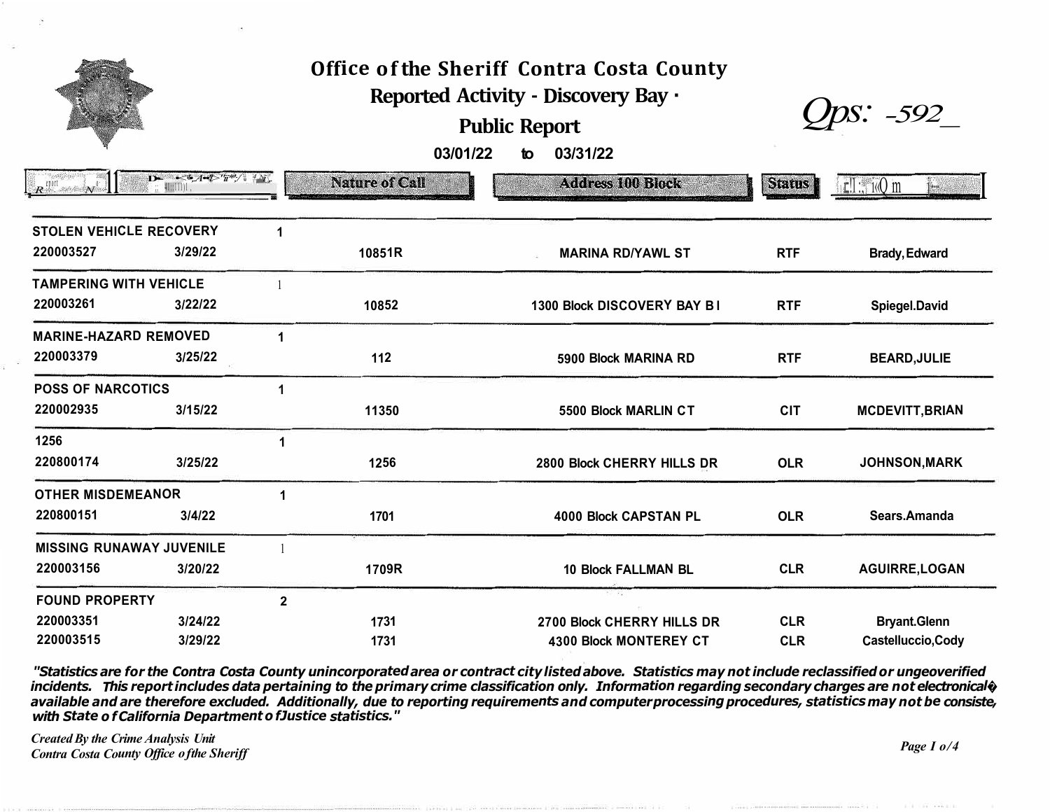# Office of the Sheriff Contra Costa County

## Reported Activity - Discovery Bay ·

## Public Report

Ops: -592_

03/01/22 to 03/31/22

| Report No | Date | Count | Nature of Call | Address 100 Block | Status | Officer |
|---|---|---|---|---|---|---|
| **STOLEN VEHICLE RECOVERY** | | 1 | | | | |
| 220003527 | 3/29/22 | | 10851R | MARINA RD/YAWL ST | RTF | Brady, Edward |
| **TAMPERING WITH VEHICLE** | | 1 | | | | |
| 220003261 | 3/22/22 | | 10852 | 1300 Block DISCOVERY BAY B I | RTF | Spiegel.David |
| **MARINE-HAZARD REMOVED** | | 1 | | | | |
| 220003379 | 3/25/22 | | 112 | 5900 Block MARINA RD | RTF | BEARD,JULIE |
| **POSS OF NARCOTICS** | | 1 | | | | |
| 220002935 | 3/15/22 | | 11350 | 5500 Block MARLIN CT | CIT | MCDEVITT,BRIAN |
| **1256** | | 1 | | | | |
| 220800174 | 3/25/22 | | 1256 | 2800 Block CHERRY HILLS DR | OLR | JOHNSON,MARK |
| **OTHER MISDEMEANOR** | | 1 | | | | |
| 220800151 | 3/4/22 | | 1701 | 4000 Block CAPSTAN PL | OLR | Sears.Amanda |
| **MISSING RUNAWAY JUVENILE** | | 1 | | | | |
| 220003156 | 3/20/22 | | 1709R | 10 Block FALLMAN BL | CLR | AGUIRRE,LOGAN |
| **FOUND PROPERTY** | | 2 | | | | |
| 220003351 | 3/24/22 | | 1731 | 2700 Block CHERRY HILLS DR | CLR | Bryant.Glenn |
| 220003515 | 3/29/22 | | 1731 | 4300 Block MONTEREY CT | CLR | Castelluccio,Cody |

*"Statistics are for the Contra Costa County unincorporated area or contract city listed above. Statistics may not include reclassified or ungeoverified incidents. This report includes data pertaining to the primary crime classification only. Information regarding secondary charges are not electronical� available and are therefore excluded. Additionally, due to reporting requirements and computer processing procedures, statistics may not be consiste, with State of California Department of Justice statistics."*

*Created By the Crime Analysis Unit*
*Contra Costa County Office of the Sheriff*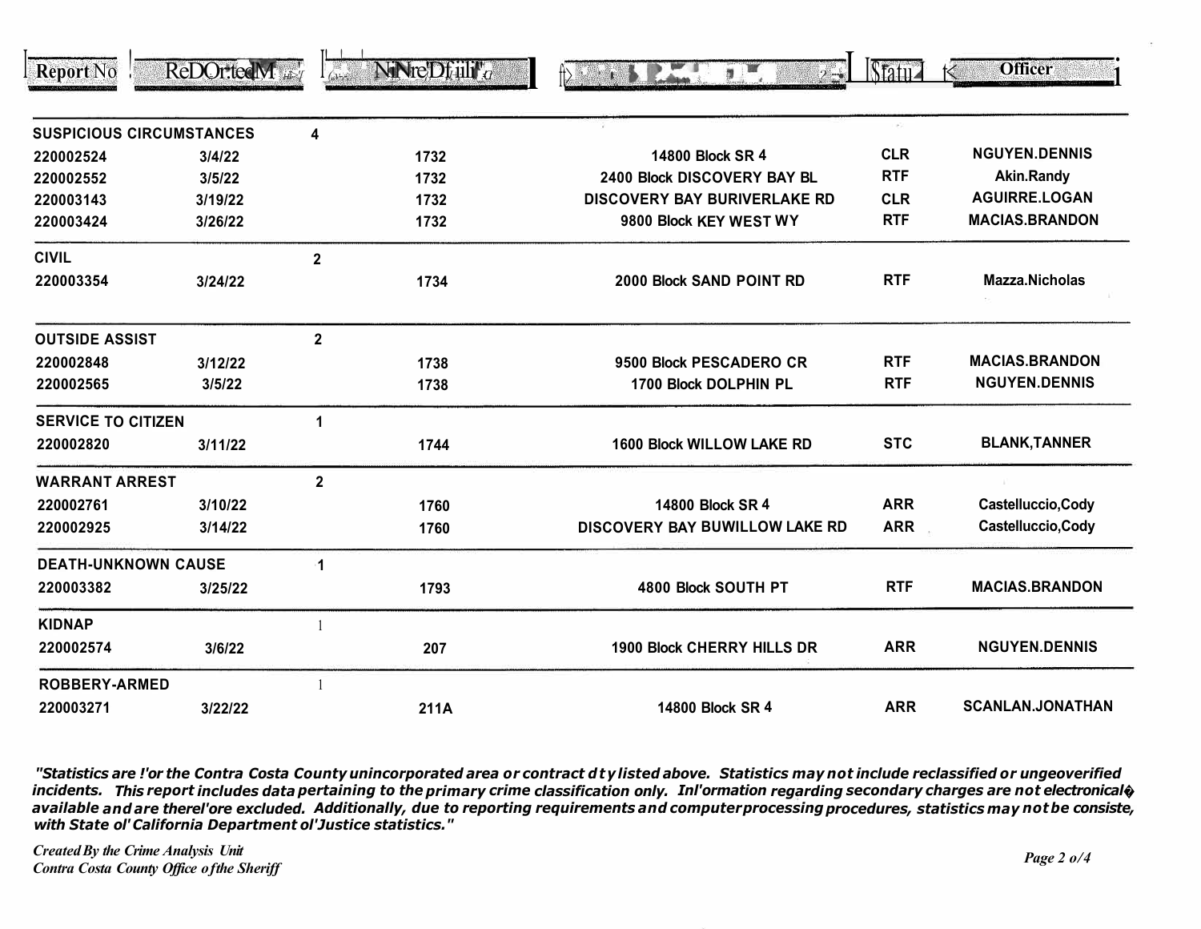| Report No | ReDOr:tedM | NiNre'Dfiili' | | Statu | Officer |
|---|---|---|---|---|---|
| **SUSPICIOUS CIRCUMSTANCES** | | **4** | | | |
| 220002524 | 3/4/22 | 1732 | 14800 Block SR 4 | CLR | NGUYEN.DENNIS |
| 220002552 | 3/5/22 | 1732 | 2400 Block DISCOVERY BAY BL | RTF | Akin.Randy |
| 220003143 | 3/19/22 | 1732 | DISCOVERY BAY BURIVERLAKE RD | CLR | AGUIRRE.LOGAN |
| 220003424 | 3/26/22 | 1732 | 9800 Block KEY WEST WY | RTF | MACIAS.BRANDON |
| **CIVIL** | | **2** | | | |
| 220003354 | 3/24/22 | 1734 | 2000 Block SAND POINT RD | RTF | Mazza.Nicholas |
| **OUTSIDE ASSIST** | | **2** | | | |
| 220002848 | 3/12/22 | 1738 | 9500 Block PESCADERO CR | RTF | MACIAS.BRANDON |
| 220002565 | 3/5/22 | 1738 | 1700 Block DOLPHIN PL | RTF | NGUYEN.DENNIS |
| **SERVICE TO CITIZEN** | | **1** | | | |
| 220002820 | 3/11/22 | 1744 | 1600 Block WILLOW LAKE RD | STC | BLANK,TANNER |
| **WARRANT ARREST** | | **2** | | | |
| 220002761 | 3/10/22 | 1760 | 14800 Block SR 4 | ARR | Castelluccio,Cody |
| 220002925 | 3/14/22 | 1760 | DISCOVERY BAY BUWILLOW LAKE RD | ARR | Castelluccio,Cody |
| **DEATH-UNKNOWN CAUSE** | | **1** | | | |
| 220003382 | 3/25/22 | 1793 | 4800 Block SOUTH PT | RTF | MACIAS.BRANDON |
| **KIDNAP** | | 1 | | | |
| 220002574 | 3/6/22 | 207 | 1900 Block CHERRY HILLS DR | ARR | NGUYEN.DENNIS |
| **ROBBERY-ARMED** | | 1 | | | |
| 220003271 | 3/22/22 | 211A | 14800 Block SR 4 | ARR | SCANLAN.JONATHAN |

***"Statistics are !'or the Contra Costa County unincorporated area or contract dty listed above. Statistics may not include reclassified or ungeoverified incidents. This report includes data pertaining to the primary crime classification only. Inl'ormation regarding secondary charges are not electronical� available and are therel'ore excluded. Additionally, due to reporting requirements and computer processing procedures, statistics may not be consiste, with State ol' California Department ol'Justice statistics."***

*Created By the Crime Analysis Unit*
*Contra Costa County Office of the Sheriff*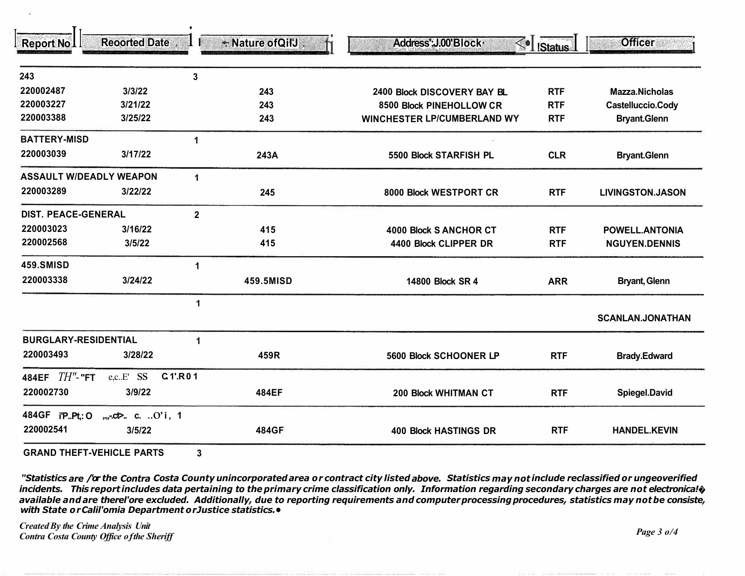| Report No | Reoorted Date | | Nature ofQiIJ | Address'J.00'Block | !Status | Officer |
|---|---|---|---|---|---|---|
| **243** | | **3** | | | | |
| 220002487 | 3/3/22 | | 243 | 2400 Block DISCOVERY BAY BL | RTF | Mazza.Nicholas |
| 220003227 | 3/21/22 | | 243 | 8500 Block PINEHOLLOW CR | RTF | Castelluccio.Cody |
| 220003388 | 3/25/22 | | 243 | WINCHESTER LP/CUMBERLAND WY | RTF | Bryant.Glenn |
| **BATTERY-MISD** | | **1** | | | | |
| 220003039 | 3/17/22 | | 243A | 5500 Block STARFISH PL | CLR | Bryant.Glenn |
| **ASSAULT W/DEADLY WEAPON** | | **1** | | | | |
| 220003289 | 3/22/22 | | 245 | 8000 Block WESTPORT CR | RTF | LIVINGSTON.JASON |
| **DIST. PEACE-GENERAL** | | **2** | | | | |
| 220003023 | 3/16/22 | | 415 | 4000 Block S ANCHOR CT | RTF | POWELL.ANTONIA |
| 220002568 | 3/5/22 | | 415 | 4400 Block CLIPPER DR | RTF | NGUYEN.DENNIS |
| **459.SMISD** | | **1** | | | | |
| 220003338 | 3/24/22 | | 459.5MISD | 14800 Block SR 4 | ARR | Bryant, Glenn |
| | | **1** | | | | |
| | | | | | | SCANLAN.JONATHAN |
| **BURGLARY-RESIDENTIAL** | | **1** | | | | |
| 220003493 | 3/28/22 | | 459R | 5600 Block SCHOONER LP | RTF | Brady.Edward |
| **484EF TH"-"FT** | e,c..E' SS | C 1'.R0 1 | | | | |
| 220002730 | 3/9/22 | | 484EF | 200 Block WHITMAN CT | RTF | Spiegel.David |
| **484GF i'P..Pt,: O** | ,,,-.ct>.. c. ..O'i, | 1 | | | | |
| 220002541 | 3/5/22 | | 484GF | 400 Block HASTINGS DR | RTF | HANDEL.KEVIN |
| **GRAND THEFT-VEHICLE PARTS** | | **3** | | | | |

*"Statistics are /'or the Contra Costa County unincorporated area or contract city listed above. Statistics may not include reclassified or ungeoverified incidents. This report includes data pertaining to the primary crime classification only. Information regarding secondary charges are not electronical� available and are therel'ore excluded. Additionally, due to reporting requirements and computer processing procedures, statistics may not be consiste, with State or Calil'omia Department or Justice statistics.•*

*Created By the Crime Analysis Unit*
*Contra Costa County Office of the Sheriff*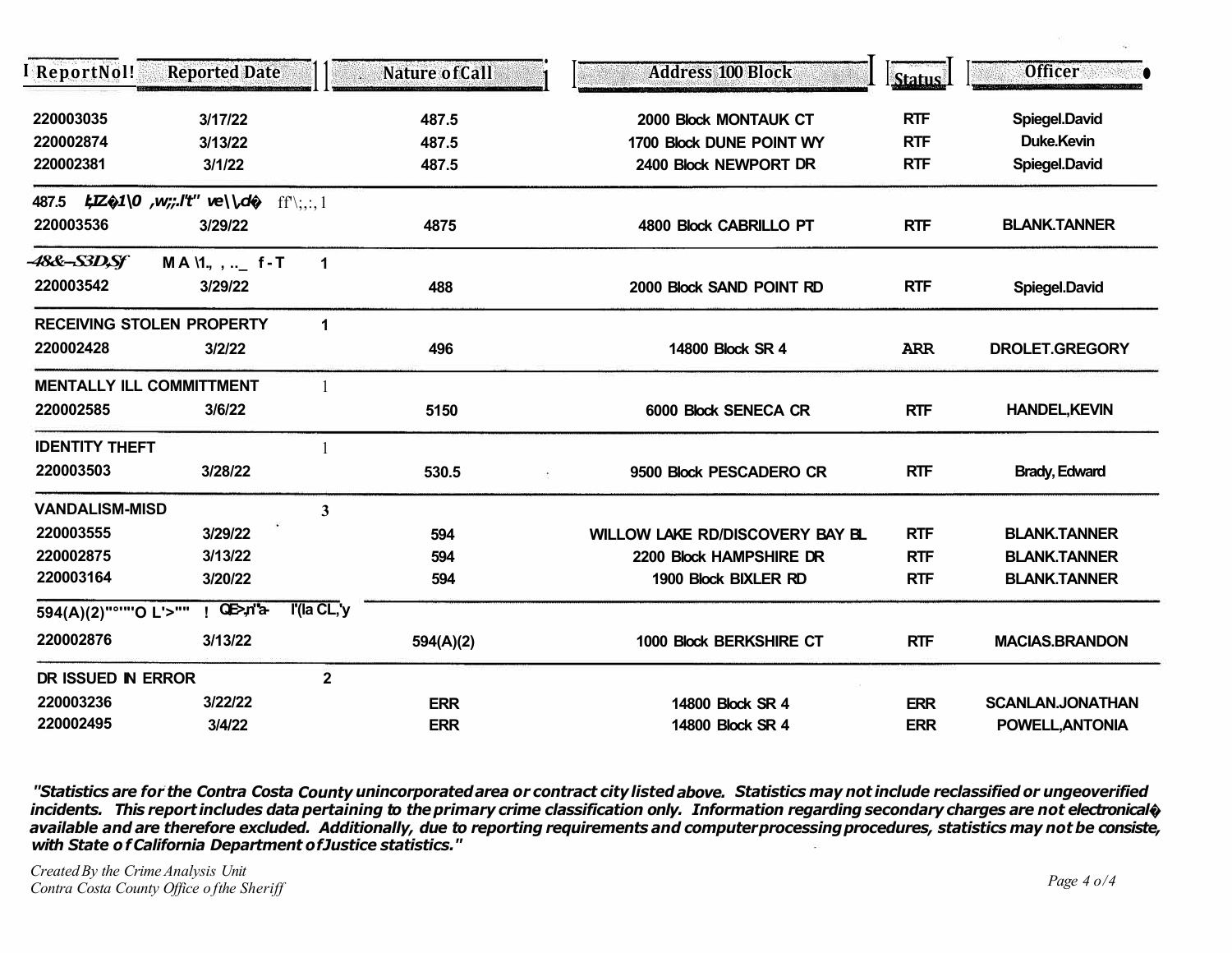| ReportNo | Reported Date | Nature of Call | Address 100 Block | Status | Officer |
|---|---|---|---|---|---|
| 220003035 | 3/17/22 | 487.5 | 2000 Block MONTAUK CT | RTF | Spiegel.David |
| 220002874 | 3/13/22 | 487.5 | 1700 Block DUNE POINT WY | RTF | Duke.Kevin |
| 220002381 | 3/1/22 | 487.5 | 2400 Block NEWPORT DR | RTF | Spiegel.David |
| 487.5 ŁIZ�1\0 ,w;;.l't" ve\\d� ff'\;,:, 1 | | | | | |
| 220003536 | 3/29/22 | 4875 | 4800 Block CABRILLO PT | RTF | BLANK.TANNER |
| -48&-S3D,Sf M A \1., , .._ f - T 1 | | | | | |
| 220003542 | 3/29/22 | 488 | 2000 Block SAND POINT RD | RTF | Spiegel.David |
| RECEIVING STOLEN PROPERTY 1 | | | | | |
| 220002428 | 3/2/22 | 496 | 14800 Block SR 4 | ARR | DROLET.GREGORY |
| MENTALLY ILL COMMITTMENT 1 | | | | | |
| 220002585 | 3/6/22 | 5150 | 6000 Block SENECA CR | RTF | HANDEL,KEVIN |
| IDENTITY THEFT 1 | | | | | |
| 220003503 | 3/28/22 | 530.5 | 9500 Block PESCADERO CR | RTF | Brady, Edward |
| VANDALISM-MISD 3 | | | | | |
| 220003555 | 3/29/22 | 594 | WILLOW LAKE RD/DISCOVERY BAY BL | RTF | BLANK.TANNER |
| 220002875 | 3/13/22 | 594 | 2200 Block HAMPSHIRE DR | RTF | BLANK.TANNER |
| 220003164 | 3/20/22 | 594 | 1900 Block BIXLER RD | RTF | BLANK.TANNER |
| 594(A)(2)"°'"'O L'>"" ! QE>,n"a- I'(la CL,'y | | | | | |
| 220002876 | 3/13/22 | 594(A)(2) | 1000 Block BERKSHIRE CT | RTF | MACIAS.BRANDON |
| DR ISSUED IN ERROR 2 | | | | | |
| 220003236 | 3/22/22 | ERR | 14800 Block SR 4 | ERR | SCANLAN.JONATHAN |
| 220002495 | 3/4/22 | ERR | 14800 Block SR 4 | ERR | POWELL,ANTONIA |

***"Statistics are for the Contra Costa County unincorporated area or contract city listed above. Statistics may not include reclassified or ungeoverified incidents. This report includes data pertaining to the primary crime classification only. Information regarding secondary charges are not electronical� available and are therefore excluded. Additionally, due to reporting requirements and computer processing procedures, statistics may not be consiste, with State of California Department of Justice statistics."***

*Created By the Crime Analysis Unit*
*Contra Costa County Office of the Sheriff*